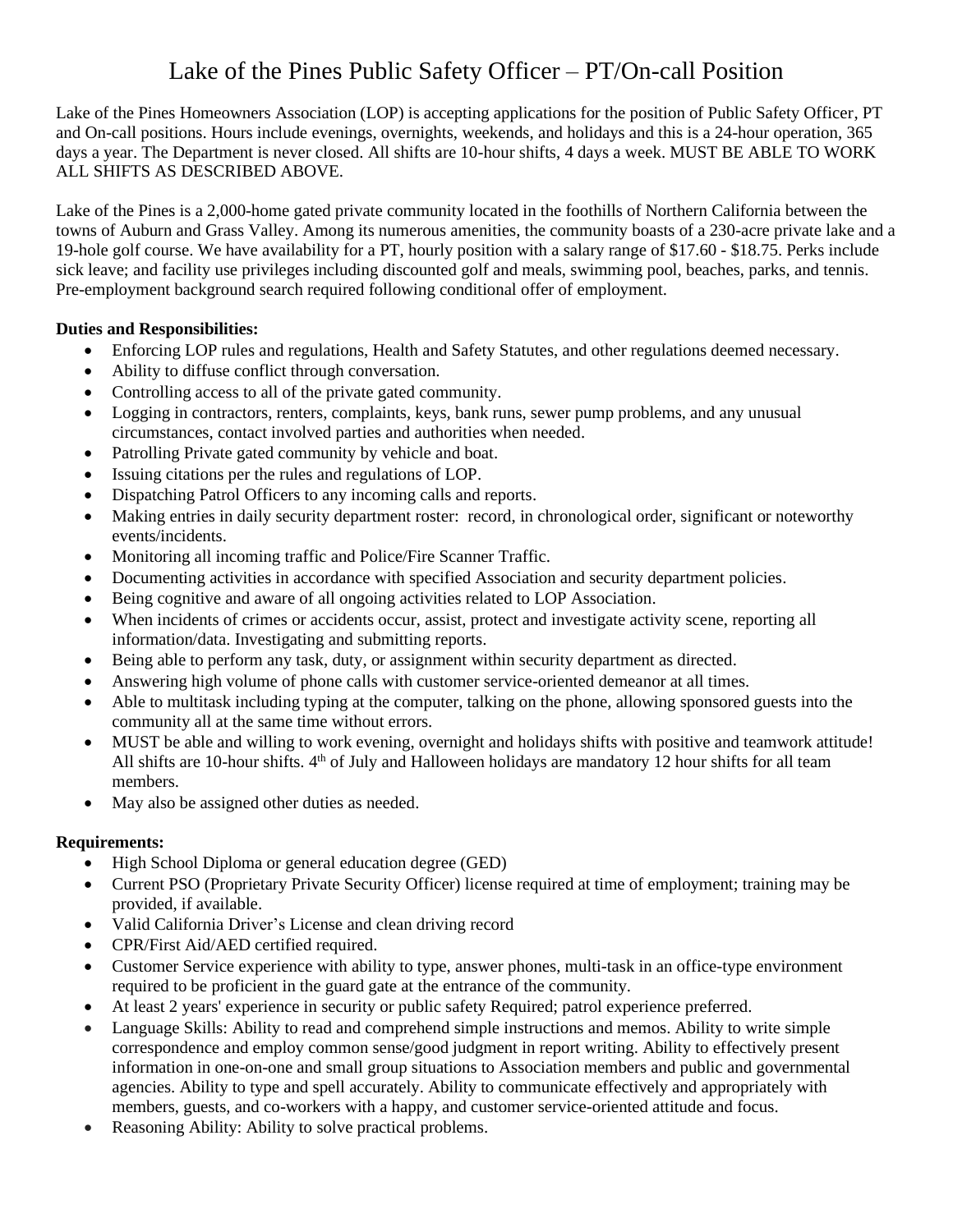# Lake of the Pines Public Safety Officer – PT/On-call Position

Lake of the Pines Homeowners Association (LOP) is accepting applications for the position of Public Safety Officer, PT and On-call positions. Hours include evenings, overnights, weekends, and holidays and this is a 24-hour operation, 365 days a year. The Department is never closed. All shifts are 10-hour shifts, 4 days a week. MUST BE ABLE TO WORK ALL SHIFTS AS DESCRIBED ABOVE.

Lake of the Pines is a 2,000-home gated private community located in the foothills of Northern California between the towns of Auburn and Grass Valley. Among its numerous amenities, the community boasts of a 230-acre private lake and a 19-hole golf course. We have availability for a PT, hourly position with a salary range of $17.60 - $18.75. Perks include sick leave; and facility use privileges including discounted golf and meals, swimming pool, beaches, parks, and tennis. Pre-employment background search required following conditional offer of employment.

**Duties and Responsibilities:**

- Enforcing LOP rules and regulations, Health and Safety Statutes, and other regulations deemed necessary.
- Ability to diffuse conflict through conversation.
- Controlling access to all of the private gated community.
- Logging in contractors, renters, complaints, keys, bank runs, sewer pump problems, and any unusual circumstances, contact involved parties and authorities when needed.
- Patrolling Private gated community by vehicle and boat.
- Issuing citations per the rules and regulations of LOP.
- Dispatching Patrol Officers to any incoming calls and reports.
- Making entries in daily security department roster: record, in chronological order, significant or noteworthy events/incidents.
- Monitoring all incoming traffic and Police/Fire Scanner Traffic.
- Documenting activities in accordance with specified Association and security department policies.
- Being cognitive and aware of all ongoing activities related to LOP Association.
- When incidents of crimes or accidents occur, assist, protect and investigate activity scene, reporting all information/data. Investigating and submitting reports.
- Being able to perform any task, duty, or assignment within security department as directed.
- Answering high volume of phone calls with customer service-oriented demeanor at all times.
- Able to multitask including typing at the computer, talking on the phone, allowing sponsored guests into the community all at the same time without errors.
- MUST be able and willing to work evening, overnight and holidays shifts with positive and teamwork attitude! All shifts are 10-hour shifts. 4th of July and Halloween holidays are mandatory 12 hour shifts for all team members.
- May also be assigned other duties as needed.

**Requirements:**

- High School Diploma or general education degree (GED)
- Current PSO (Proprietary Private Security Officer) license required at time of employment; training may be provided, if available.
- Valid California Driver's License and clean driving record
- CPR/First Aid/AED certified required.
- Customer Service experience with ability to type, answer phones, multi-task in an office-type environment required to be proficient in the guard gate at the entrance of the community.
- At least 2 years' experience in security or public safety Required; patrol experience preferred.
- Language Skills: Ability to read and comprehend simple instructions and memos. Ability to write simple correspondence and employ common sense/good judgment in report writing. Ability to effectively present information in one-on-one and small group situations to Association members and public and governmental agencies. Ability to type and spell accurately. Ability to communicate effectively and appropriately with members, guests, and co-workers with a happy, and customer service-oriented attitude and focus.
- Reasoning Ability: Ability to solve practical problems.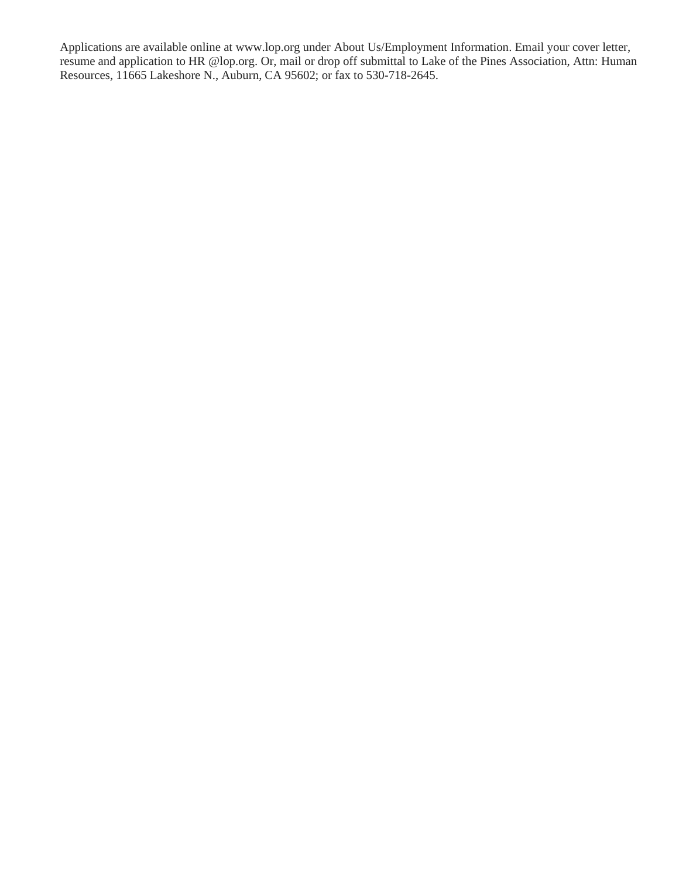Applications are available online at www.lop.org under About Us/Employment Information. Email your cover letter, resume and application to HR @lop.org. Or, mail or drop off submittal to Lake of the Pines Association, Attn: Human Resources, 11665 Lakeshore N., Auburn, CA 95602; or fax to 530-718-2645.